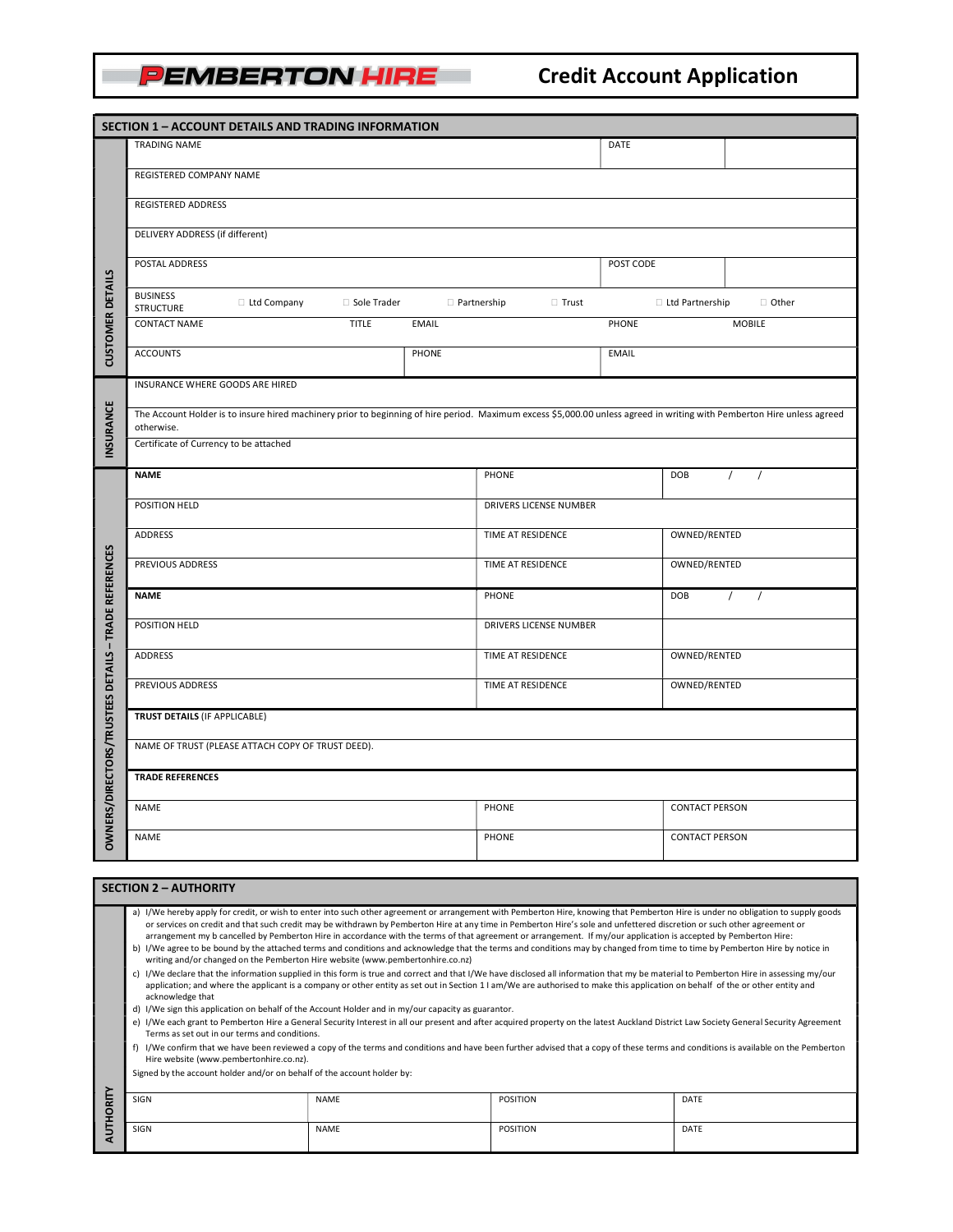# PEMBERTON HIRE

## Credit Account Application

### SECTION 1 – ACCOUNT DETAILS AND TRADING INFORMATION

**CUSTOMER DETAILS**

| | | | | | |
|---|---|---|---|---|---|
| TRADING NAME | | | | DATE | |
| REGISTERED COMPANY NAME | | | | | |
| REGISTERED ADDRESS | | | | | |
| DELIVERY ADDRESS (if different) | | | | | |
| POSTAL ADDRESS | | | | POST CODE | |
| BUSINESS STRUCTURE | ☐ Ltd Company | ☐ Sole Trader | ☐ Partnership | ☐ Trust | ☐ Ltd Partnership ☐ Other |
| CONTACT NAME | TITLE | EMAIL | | PHONE | MOBILE |
| ACCOUNTS | | PHONE | | EMAIL | |

**INSURANCE**

INSURANCE WHERE GOODS ARE HIRED

The Account Holder is to insure hired machinery prior to beginning of hire period. Maximum excess $5,000.00 unless agreed in writing with Pemberton Hire unless agreed otherwise.

Certificate of Currency to be attached

**OWNERS/DIRECTORS/TRUSTEES DETAILS – TRADE REFERENCES**

| | | |
|---|---|---|
| **NAME** | PHONE | DOB / / |
| POSITION HELD | DRIVERS LICENSE NUMBER | |
| ADDRESS | TIME AT RESIDENCE | OWNED/RENTED |
| PREVIOUS ADDRESS | TIME AT RESIDENCE | OWNED/RENTED |
| **NAME** | PHONE | DOB / / |
| POSITION HELD | DRIVERS LICENSE NUMBER | |
| ADDRESS | TIME AT RESIDENCE | OWNED/RENTED |
| PREVIOUS ADDRESS | TIME AT RESIDENCE | OWNED/RENTED |

**TRUST DETAILS** (IF APPLICABLE)

NAME OF TRUST (PLEASE ATTACH COPY OF TRUST DEED).

**TRADE REFERENCES**

| | | |
|---|---|---|
| NAME | PHONE | CONTACT PERSON |
| NAME | PHONE | CONTACT PERSON |

### SECTION 2 – AUTHORITY

a) I/We hereby apply for credit, or wish to enter into such other agreement or arrangement with Pemberton Hire, knowing that Pemberton Hire is under no obligation to supply goods or services on credit and that such credit may be withdrawn by Pemberton Hire at any time in Pemberton Hire's sole and unfettered discretion or such other agreement or arrangement my b cancelled by Pemberton Hire in accordance with the terms of that agreement or arrangement. If my/our application is accepted by Pemberton Hire:

b) I/We agree to be bound by the attached terms and conditions and acknowledge that the terms and conditions may by changed from time to time by Pemberton Hire by notice in writing and/or changed on the Pemberton Hire website (www.pembertonhire.co.nz)

c) I/We declare that the information supplied in this form is true and correct and that I/We have disclosed all information that my be material to Pemberton Hire in assessing my/our application; and where the applicant is a company or other entity as set out in Section 1 I am/We are authorised to make this application on behalf of the or other entity and acknowledge that

d) I/We sign this application on behalf of the Account Holder and in my/our capacity as guarantor.

e) I/We each grant to Pemberton Hire a General Security Interest in all our present and after acquired property on the latest Auckland District Law Society General Security Agreement Terms as set out in our terms and conditions.

f) I/We confirm that we have been reviewed a copy of the terms and conditions and have been further advised that a copy of these terms and conditions is available on the Pemberton Hire website (www.pembertonhire.co.nz).

Signed by the account holder and/or on behalf of the account holder by:

**AUTHORITY**

| | | | |
|---|---|---|---|
| SIGN | NAME | POSITION | DATE |
| SIGN | NAME | POSITION | DATE |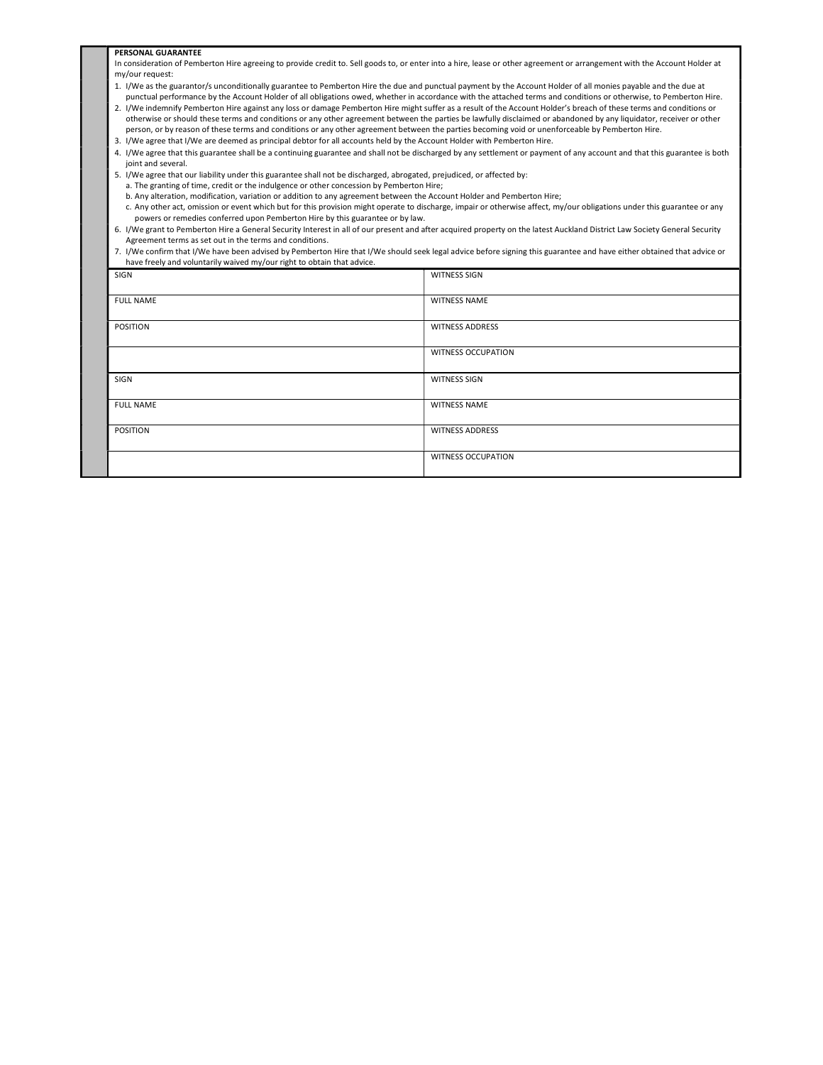**PERSONAL GUARANTEE**

In consideration of Pemberton Hire agreeing to provide credit to. Sell goods to, or enter into a hire, lease or other agreement or arrangement with the Account Holder at my/our request:

1. I/We as the guarantor/s unconditionally guarantee to Pemberton Hire the due and punctual payment by the Account Holder of all monies payable and the due at punctual performance by the Account Holder of all obligations owed, whether in accordance with the attached terms and conditions or otherwise, to Pemberton Hire.
2. I/We indemnify Pemberton Hire against any loss or damage Pemberton Hire might suffer as a result of the Account Holder's breach of these terms and conditions or otherwise or should these terms and conditions or any other agreement between the parties be lawfully disclaimed or abandoned by any liquidator, receiver or other person, or by reason of these terms and conditions or any other agreement between the parties becoming void or unenforceable by Pemberton Hire.
3. I/We agree that I/We are deemed as principal debtor for all accounts held by the Account Holder with Pemberton Hire.
4. I/We agree that this guarantee shall be a continuing guarantee and shall not be discharged by any settlement or payment of any account and that this guarantee is both joint and several.
5. I/We agree that our liability under this guarantee shall not be discharged, abrogated, prejudiced, or affected by:
   a. The granting of time, credit or the indulgence or other concession by Pemberton Hire;
   b. Any alteration, modification, variation or addition to any agreement between the Account Holder and Pemberton Hire;
   c. Any other act, omission or event which but for this provision might operate to discharge, impair or otherwise affect, my/our obligations under this guarantee or any powers or remedies conferred upon Pemberton Hire by this guarantee or by law.
6. I/We grant to Pemberton Hire a General Security Interest in all of our present and after acquired property on the latest Auckland District Law Society General Security Agreement terms as set out in the terms and conditions.
7. I/We confirm that I/We have been advised by Pemberton Hire that I/We should seek legal advice before signing this guarantee and have either obtained that advice or have freely and voluntarily waived my/our right to obtain that advice.

| | |
|---|---|
| SIGN | WITNESS SIGN |
| FULL NAME | WITNESS NAME |
| POSITION | WITNESS ADDRESS |
| | WITNESS OCCUPATION |
| SIGN | WITNESS SIGN |
| FULL NAME | WITNESS NAME |
| POSITION | WITNESS ADDRESS |
| | WITNESS OCCUPATION |